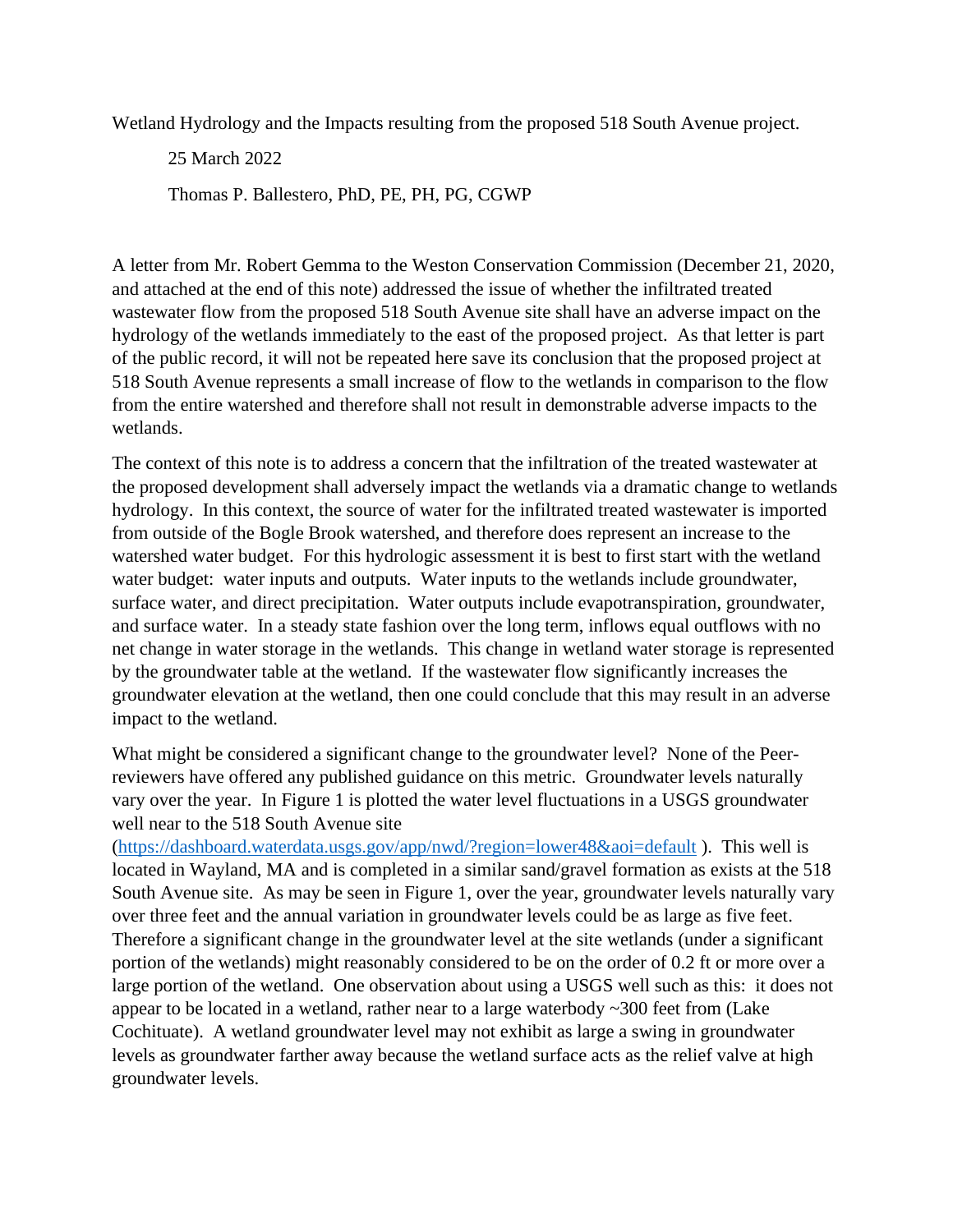Wetland Hydrology and the Impacts resulting from the proposed 518 South Avenue project.

25 March 2022

Thomas P. Ballestero, PhD, PE, PH, PG, CGWP

A letter from Mr. Robert Gemma to the Weston Conservation Commission (December 21, 2020, and attached at the end of this note) addressed the issue of whether the infiltrated treated wastewater flow from the proposed 518 South Avenue site shall have an adverse impact on the hydrology of the wetlands immediately to the east of the proposed project. As that letter is part of the public record, it will not be repeated here save its conclusion that the proposed project at 518 South Avenue represents a small increase of flow to the wetlands in comparison to the flow from the entire watershed and therefore shall not result in demonstrable adverse impacts to the wetlands.

The context of this note is to address a concern that the infiltration of the treated wastewater at the proposed development shall adversely impact the wetlands via a dramatic change to wetlands hydrology. In this context, the source of water for the infiltrated treated wastewater is imported from outside of the Bogle Brook watershed, and therefore does represent an increase to the watershed water budget. For this hydrologic assessment it is best to first start with the wetland water budget: water inputs and outputs. Water inputs to the wetlands include groundwater, surface water, and direct precipitation. Water outputs include evapotranspiration, groundwater, and surface water. In a steady state fashion over the long term, inflows equal outflows with no net change in water storage in the wetlands. This change in wetland water storage is represented by the groundwater table at the wetland. If the wastewater flow significantly increases the groundwater elevation at the wetland, then one could conclude that this may result in an adverse impact to the wetland.

What might be considered a significant change to the groundwater level? None of the Peer-reviewers have offered any published guidance on this metric. Groundwater levels naturally vary over the year. In Figure 1 is plotted the water level fluctuations in a USGS groundwater well near to the 518 South Avenue site (https://dashboard.waterdata.usgs.gov/app/nwd/?region=lower48&aoi=default ). This well is located in Wayland, MA and is completed in a similar sand/gravel formation as exists at the 518 South Avenue site. As may be seen in Figure 1, over the year, groundwater levels naturally vary over three feet and the annual variation in groundwater levels could be as large as five feet. Therefore a significant change in the groundwater level at the site wetlands (under a significant portion of the wetlands) might reasonably considered to be on the order of 0.2 ft or more over a large portion of the wetland. One observation about using a USGS well such as this: it does not appear to be located in a wetland, rather near to a large waterbody ~300 feet from (Lake Cochituate). A wetland groundwater level may not exhibit as large a swing in groundwater levels as groundwater farther away because the wetland surface acts as the relief valve at high groundwater levels.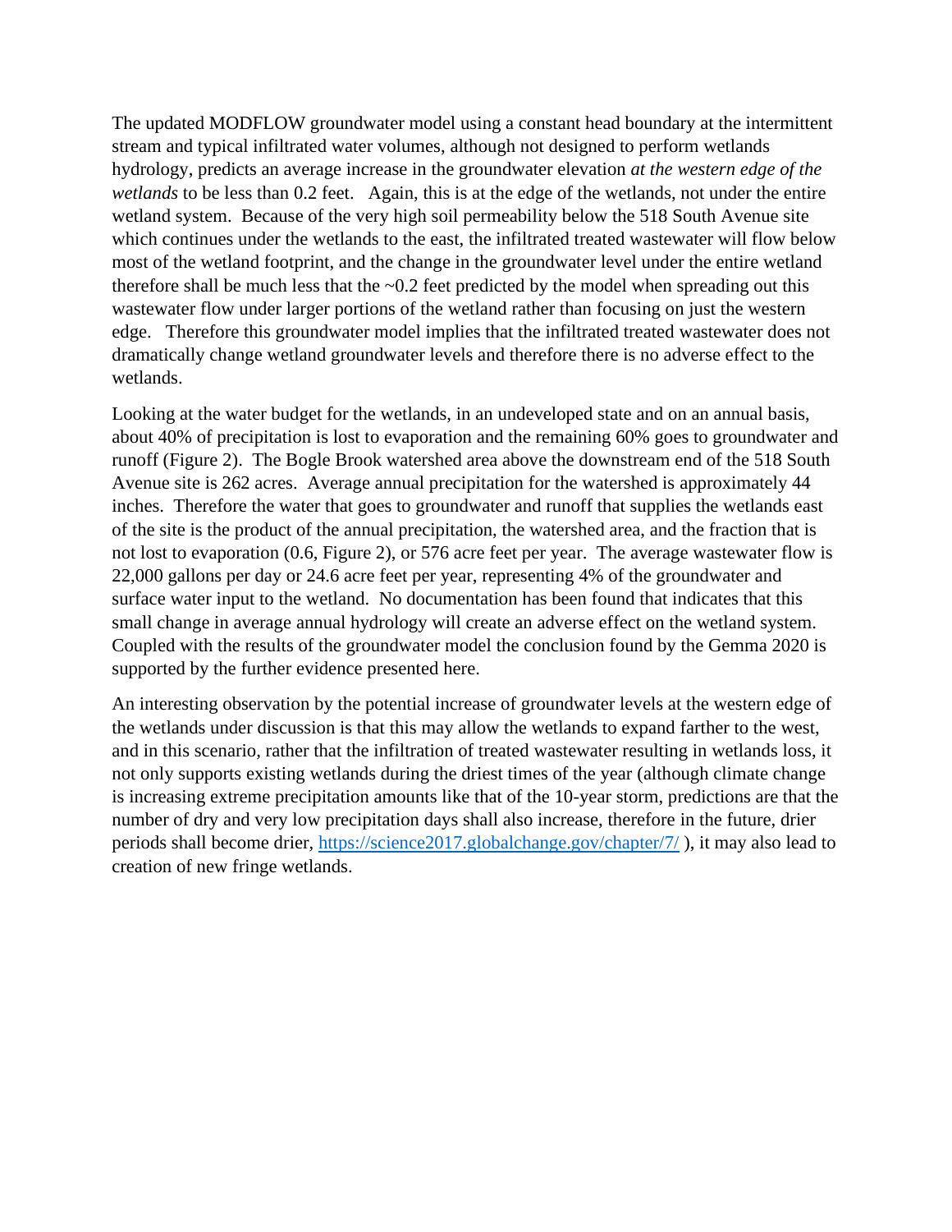The updated MODFLOW groundwater model using a constant head boundary at the intermittent stream and typical infiltrated water volumes, although not designed to perform wetlands hydrology, predicts an average increase in the groundwater elevation *at the western edge of the wetlands* to be less than 0.2 feet. Again, this is at the edge of the wetlands, not under the entire wetland system. Because of the very high soil permeability below the 518 South Avenue site which continues under the wetlands to the east, the infiltrated treated wastewater will flow below most of the wetland footprint, and the change in the groundwater level under the entire wetland therefore shall be much less that the ~0.2 feet predicted by the model when spreading out this wastewater flow under larger portions of the wetland rather than focusing on just the western edge. Therefore this groundwater model implies that the infiltrated treated wastewater does not dramatically change wetland groundwater levels and therefore there is no adverse effect to the wetlands.

Looking at the water budget for the wetlands, in an undeveloped state and on an annual basis, about 40% of precipitation is lost to evaporation and the remaining 60% goes to groundwater and runoff (Figure 2). The Bogle Brook watershed area above the downstream end of the 518 South Avenue site is 262 acres. Average annual precipitation for the watershed is approximately 44 inches. Therefore the water that goes to groundwater and runoff that supplies the wetlands east of the site is the product of the annual precipitation, the watershed area, and the fraction that is not lost to evaporation (0.6, Figure 2), or 576 acre feet per year. The average wastewater flow is 22,000 gallons per day or 24.6 acre feet per year, representing 4% of the groundwater and surface water input to the wetland. No documentation has been found that indicates that this small change in average annual hydrology will create an adverse effect on the wetland system. Coupled with the results of the groundwater model the conclusion found by the Gemma 2020 is supported by the further evidence presented here.

An interesting observation by the potential increase of groundwater levels at the western edge of the wetlands under discussion is that this may allow the wetlands to expand farther to the west, and in this scenario, rather that the infiltration of treated wastewater resulting in wetlands loss, it not only supports existing wetlands during the driest times of the year (although climate change is increasing extreme precipitation amounts like that of the 10-year storm, predictions are that the number of dry and very low precipitation days shall also increase, therefore in the future, drier periods shall become drier, https://science2017.globalchange.gov/chapter/7/ ), it may also lead to creation of new fringe wetlands.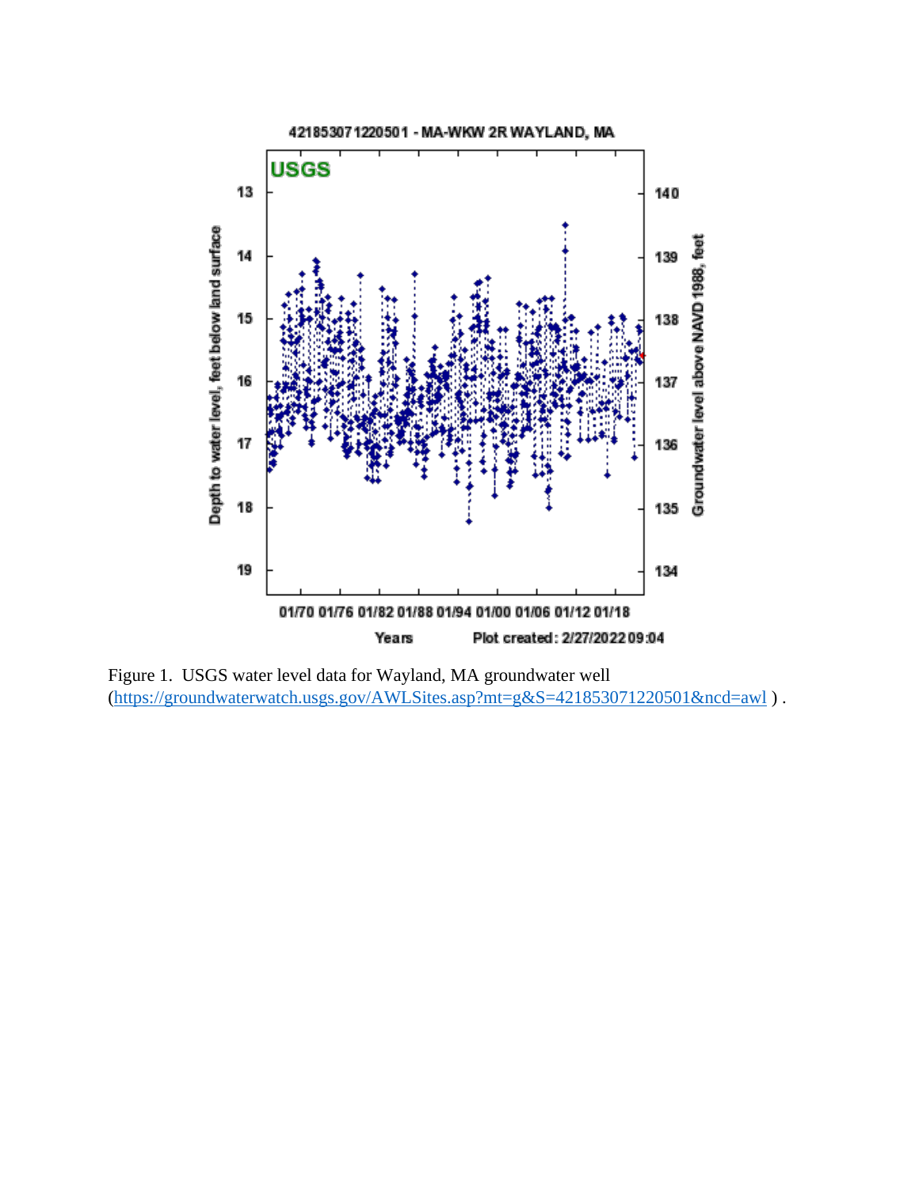421853071220501 - MA-WKW 2R WAYLAND, MA

USGS

Depth to water level, feet below land surface

Groundwater level above NAVD 1988, feet

Years    Plot created: 2/27/2022 09:04

Figure 1. USGS water level data for Wayland, MA groundwater well (https://groundwaterwatch.usgs.gov/AWLSites.asp?mt=g&S=421853071220501&ncd=awl ) .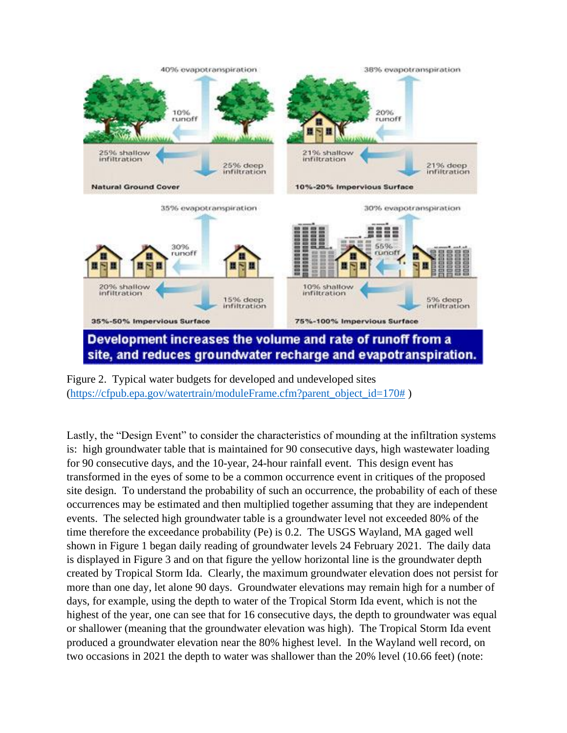Figure 2. Typical water budgets for developed and undeveloped sites (https://cfpub.epa.gov/watertrain/moduleFrame.cfm?parent_object_id=170# )

Lastly, the "Design Event" to consider the characteristics of mounding at the infiltration systems is: high groundwater table that is maintained for 90 consecutive days, high wastewater loading for 90 consecutive days, and the 10-year, 24-hour rainfall event. This design event has transformed in the eyes of some to be a common occurrence event in critiques of the proposed site design. To understand the probability of such an occurrence, the probability of each of these occurrences may be estimated and then multiplied together assuming that they are independent events. The selected high groundwater table is a groundwater level not exceeded 80% of the time therefore the exceedance probability (Pe) is 0.2. The USGS Wayland, MA gaged well shown in Figure 1 began daily reading of groundwater levels 24 February 2021. The daily data is displayed in Figure 3 and on that figure the yellow horizontal line is the groundwater depth created by Tropical Storm Ida. Clearly, the maximum groundwater elevation does not persist for more than one day, let alone 90 days. Groundwater elevations may remain high for a number of days, for example, using the depth to water of the Tropical Storm Ida event, which is not the highest of the year, one can see that for 16 consecutive days, the depth to groundwater was equal or shallower (meaning that the groundwater elevation was high). The Tropical Storm Ida event produced a groundwater elevation near the 80% highest level. In the Wayland well record, on two occasions in 2021 the depth to water was shallower than the 20% level (10.66 feet) (note: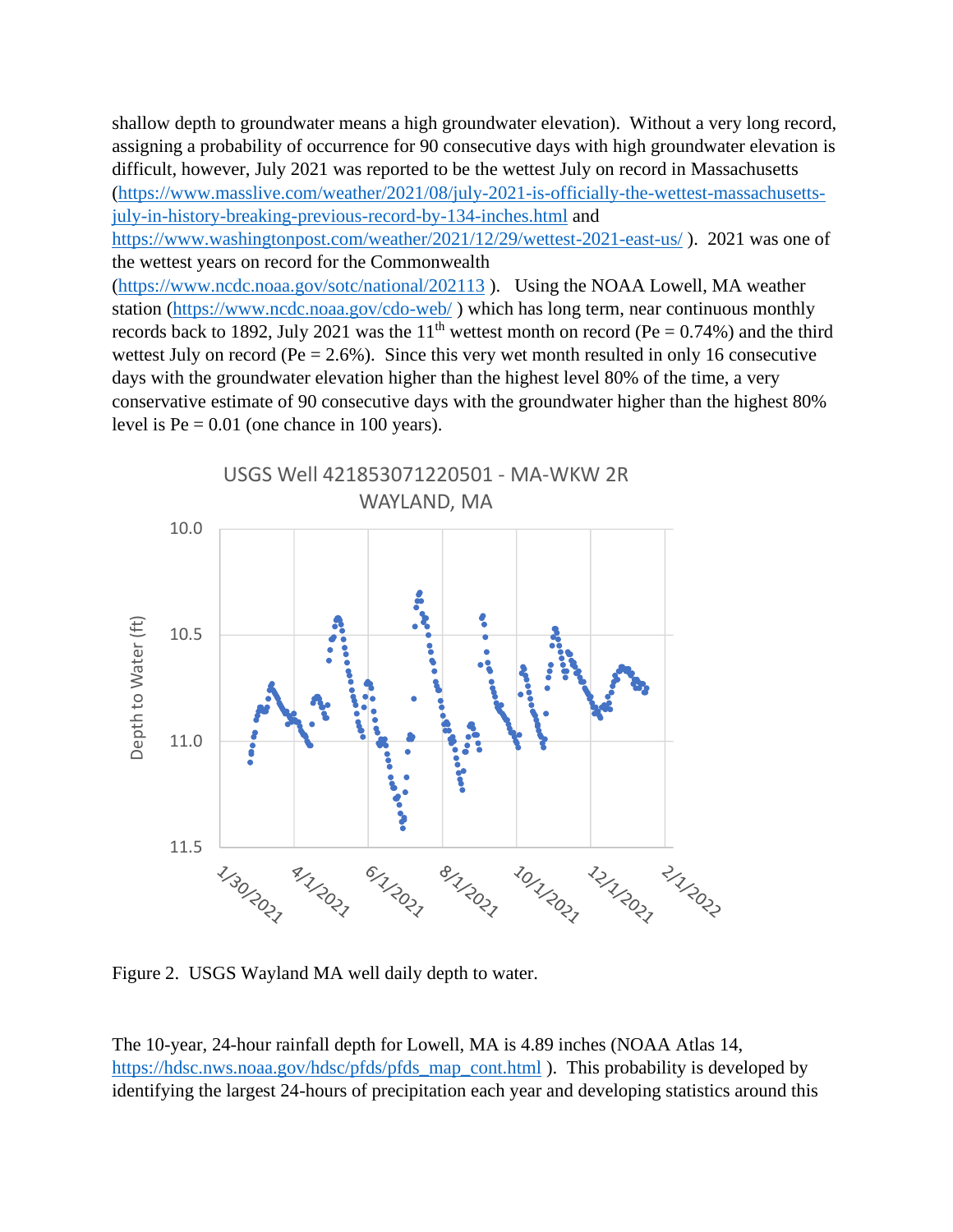shallow depth to groundwater means a high groundwater elevation). Without a very long record, assigning a probability of occurrence for 90 consecutive days with high groundwater elevation is difficult, however, July 2021 was reported to be the wettest July on record in Massachusetts (https://www.masslive.com/weather/2021/08/july-2021-is-officially-the-wettest-massachusetts-july-in-history-breaking-previous-record-by-134-inches.html and https://www.washingtonpost.com/weather/2021/12/29/wettest-2021-east-us/ ). 2021 was one of the wettest years on record for the Commonwealth (https://www.ncdc.noaa.gov/sotc/national/202113 ). Using the NOAA Lowell, MA weather station (https://www.ncdc.noaa.gov/cdo-web/ ) which has long term, near continuous monthly records back to 1892, July 2021 was the 11th wettest month on record (Pe = 0.74%) and the third wettest July on record (Pe = 2.6%). Since this very wet month resulted in only 16 consecutive days with the groundwater elevation higher than the highest level 80% of the time, a very conservative estimate of 90 consecutive days with the groundwater higher than the highest 80% level is Pe = 0.01 (one chance in 100 years).

Figure 2. USGS Wayland MA well daily depth to water.

The 10-year, 24-hour rainfall depth for Lowell, MA is 4.89 inches (NOAA Atlas 14, https://hdsc.nws.noaa.gov/hdsc/pfds/pfds_map_cont.html ). This probability is developed by identifying the largest 24-hours of precipitation each year and developing statistics around this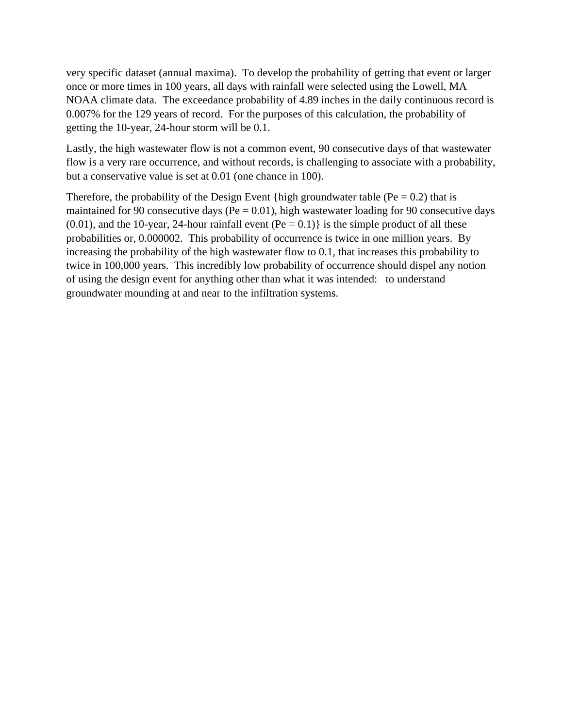very specific dataset (annual maxima). To develop the probability of getting that event or larger once or more times in 100 years, all days with rainfall were selected using the Lowell, MA NOAA climate data. The exceedance probability of 4.89 inches in the daily continuous record is 0.007% for the 129 years of record. For the purposes of this calculation, the probability of getting the 10-year, 24-hour storm will be 0.1.

Lastly, the high wastewater flow is not a common event, 90 consecutive days of that wastewater flow is a very rare occurrence, and without records, is challenging to associate with a probability, but a conservative value is set at 0.01 (one chance in 100).

Therefore, the probability of the Design Event {high groundwater table (Pe = 0.2) that is maintained for 90 consecutive days (Pe = 0.01), high wastewater loading for 90 consecutive days (0.01), and the 10-year, 24-hour rainfall event (Pe = 0.1)} is the simple product of all these probabilities or, 0.000002. This probability of occurrence is twice in one million years. By increasing the probability of the high wastewater flow to 0.1, that increases this probability to twice in 100,000 years. This incredibly low probability of occurrence should dispel any notion of using the design event for anything other than what it was intended: to understand groundwater mounding at and near to the infiltration systems.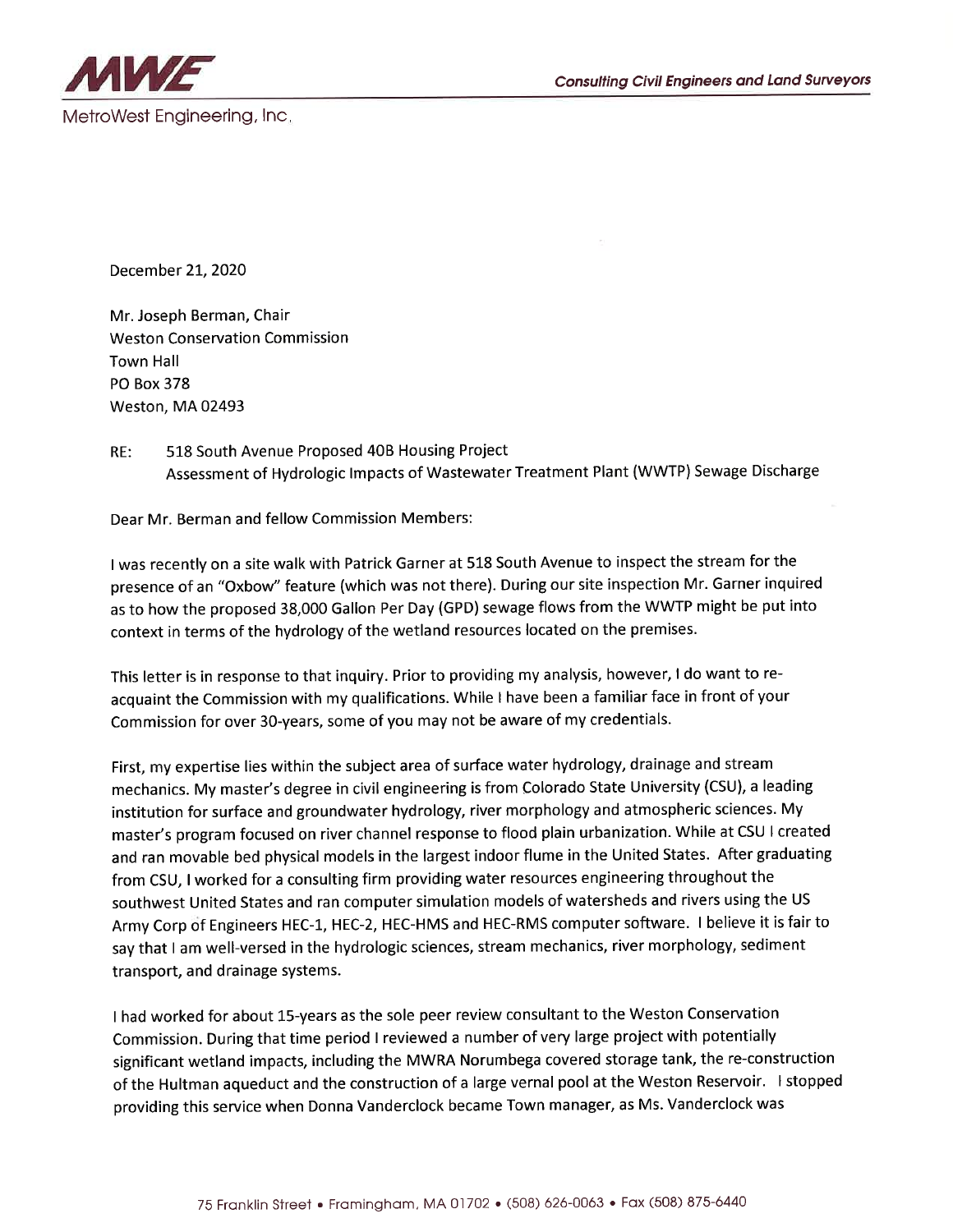**MWE**

MetroWest Engineering, Inc.

**Consulting Civil Engineers and Land Surveyors**

December 21, 2020

Mr. Joseph Berman, Chair
Weston Conservation Commission
Town Hall
PO Box 378
Weston, MA 02493

RE: 518 South Avenue Proposed 40B Housing Project
Assessment of Hydrologic Impacts of Wastewater Treatment Plant (WWTP) Sewage Discharge

Dear Mr. Berman and fellow Commission Members:

I was recently on a site walk with Patrick Garner at 518 South Avenue to inspect the stream for the presence of an "Oxbow" feature (which was not there). During our site inspection Mr. Garner inquired as to how the proposed 38,000 Gallon Per Day (GPD) sewage flows from the WWTP might be put into context in terms of the hydrology of the wetland resources located on the premises.

This letter is in response to that inquiry. Prior to providing my analysis, however, I do want to re-acquaint the Commission with my qualifications. While I have been a familiar face in front of your Commission for over 30-years, some of you may not be aware of my credentials.

First, my expertise lies within the subject area of surface water hydrology, drainage and stream mechanics. My master's degree in civil engineering is from Colorado State University (CSU), a leading institution for surface and groundwater hydrology, river morphology and atmospheric sciences. My master's program focused on river channel response to flood plain urbanization. While at CSU I created and ran movable bed physical models in the largest indoor flume in the United States. After graduating from CSU, I worked for a consulting firm providing water resources engineering throughout the southwest United States and ran computer simulation models of watersheds and rivers using the US Army Corp of Engineers HEC-1, HEC-2, HEC-HMS and HEC-RMS computer software. I believe it is fair to say that I am well-versed in the hydrologic sciences, stream mechanics, river morphology, sediment transport, and drainage systems.

I had worked for about 15-years as the sole peer review consultant to the Weston Conservation Commission. During that time period I reviewed a number of very large project with potentially significant wetland impacts, including the MWRA Norumbega covered storage tank, the re-construction of the Hultman aqueduct and the construction of a large vernal pool at the Weston Reservoir. I stopped providing this service when Donna Vanderclock became Town manager, as Ms. Vanderclock was

75 Franklin Street • Framingham, MA 01702 • (508) 626-0063 • Fax (508) 875-6440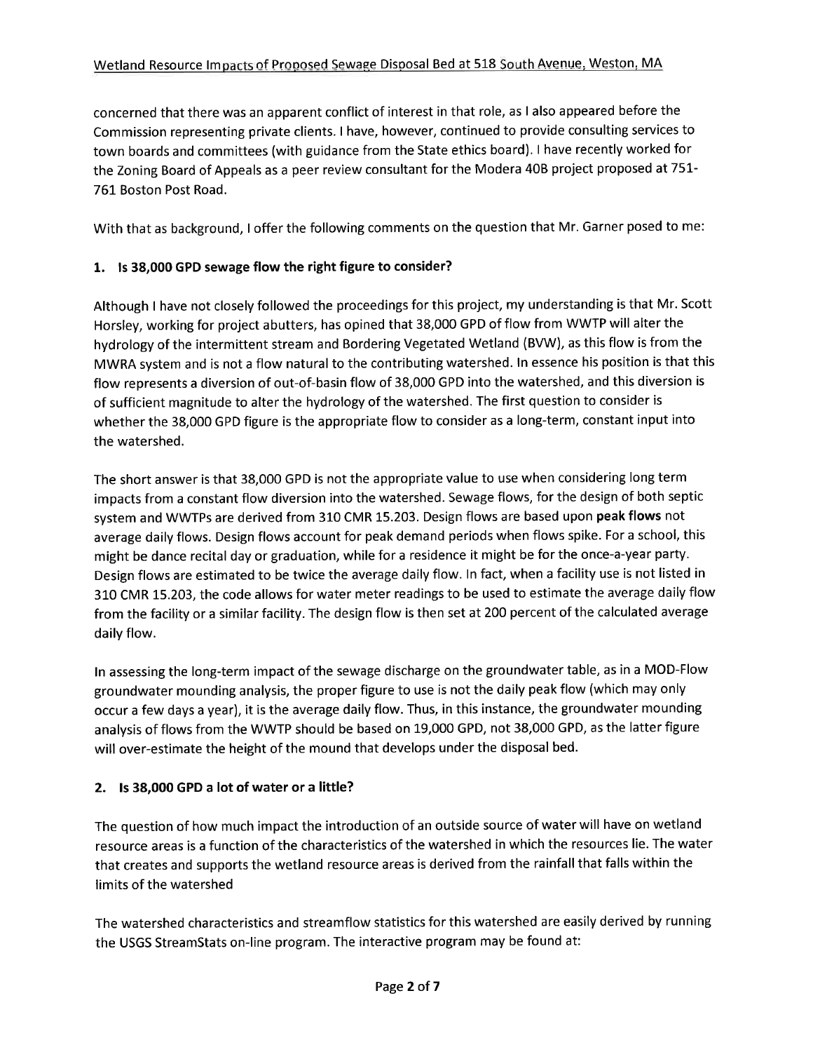concerned that there was an apparent conflict of interest in that role, as I also appeared before the Commission representing private clients. I have, however, continued to provide consulting services to town boards and committees (with guidance from the State ethics board). I have recently worked for the Zoning Board of Appeals as a peer review consultant for the Modera 40B project proposed at 751-761 Boston Post Road.

With that as background, I offer the following comments on the question that Mr. Garner posed to me:

## 1. Is 38,000 GPD sewage flow the right figure to consider?

Although I have not closely followed the proceedings for this project, my understanding is that Mr. Scott Horsley, working for project abutters, has opined that 38,000 GPD of flow from WWTP will alter the hydrology of the intermittent stream and Bordering Vegetated Wetland (BVW), as this flow is from the MWRA system and is not a flow natural to the contributing watershed. In essence his position is that this flow represents a diversion of out-of-basin flow of 38,000 GPD into the watershed, and this diversion is of sufficient magnitude to alter the hydrology of the watershed. The first question to consider is whether the 38,000 GPD figure is the appropriate flow to consider as a long-term, constant input into the watershed.

The short answer is that 38,000 GPD is not the appropriate value to use when considering long term impacts from a constant flow diversion into the watershed. Sewage flows, for the design of both septic system and WWTPs are derived from 310 CMR 15.203. Design flows are based upon **peak flows** not average daily flows. Design flows account for peak demand periods when flows spike. For a school, this might be dance recital day or graduation, while for a residence it might be for the once-a-year party. Design flows are estimated to be twice the average daily flow. In fact, when a facility use is not listed in 310 CMR 15.203, the code allows for water meter readings to be used to estimate the average daily flow from the facility or a similar facility. The design flow is then set at 200 percent of the calculated average daily flow.

In assessing the long-term impact of the sewage discharge on the groundwater table, as in a MOD-Flow groundwater mounding analysis, the proper figure to use is not the daily peak flow (which may only occur a few days a year), it is the average daily flow. Thus, in this instance, the groundwater mounding analysis of flows from the WWTP should be based on 19,000 GPD, not 38,000 GPD, as the latter figure will over-estimate the height of the mound that develops under the disposal bed.

## 2. Is 38,000 GPD a lot of water or a little?

The question of how much impact the introduction of an outside source of water will have on wetland resource areas is a function of the characteristics of the watershed in which the resources lie. The water that creates and supports the wetland resource areas is derived from the rainfall that falls within the limits of the watershed

The watershed characteristics and streamflow statistics for this watershed are easily derived by running the USGS StreamStats on-line program. The interactive program may be found at: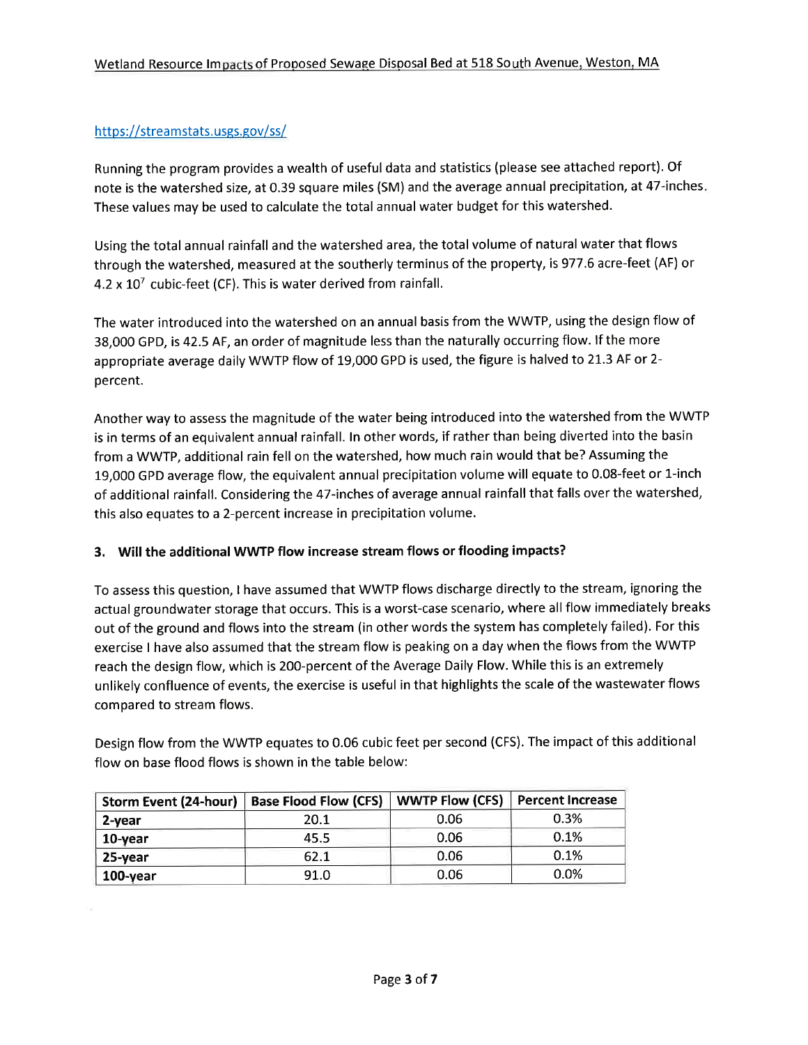https://streamstats.usgs.gov/ss/

Running the program provides a wealth of useful data and statistics (please see attached report). Of note is the watershed size, at 0.39 square miles (SM) and the average annual precipitation, at 47-inches. These values may be used to calculate the total annual water budget for this watershed.

Using the total annual rainfall and the watershed area, the total volume of natural water that flows through the watershed, measured at the southerly terminus of the property, is 977.6 acre-feet (AF) or $4.2 \times 10^7$ cubic-feet (CF). This is water derived from rainfall.

The water introduced into the watershed on an annual basis from the WWTP, using the design flow of 38,000 GPD, is 42.5 AF, an order of magnitude less than the naturally occurring flow. If the more appropriate average daily WWTP flow of 19,000 GPD is used, the figure is halved to 21.3 AF or 2-percent.

Another way to assess the magnitude of the water being introduced into the watershed from the WWTP is in terms of an equivalent annual rainfall. In other words, if rather than being diverted into the basin from a WWTP, additional rain fell on the watershed, how much rain would that be? Assuming the 19,000 GPD average flow, the equivalent annual precipitation volume will equate to 0.08-feet or 1-inch of additional rainfall. Considering the 47-inches of average annual rainfall that falls over the watershed, this also equates to a 2-percent increase in precipitation volume.

### 3. Will the additional WWTP flow increase stream flows or flooding impacts?

To assess this question, I have assumed that WWTP flows discharge directly to the stream, ignoring the actual groundwater storage that occurs. This is a worst-case scenario, where all flow immediately breaks out of the ground and flows into the stream (in other words the system has completely failed). For this exercise I have also assumed that the stream flow is peaking on a day when the flows from the WWTP reach the design flow, which is 200-percent of the Average Daily Flow. While this is an extremely unlikely confluence of events, the exercise is useful in that highlights the scale of the wastewater flows compared to stream flows.

Design flow from the WWTP equates to 0.06 cubic feet per second (CFS). The impact of this additional flow on base flood flows is shown in the table below:

| Storm Event (24-hour) | Base Flood Flow (CFS) | WWTP Flow (CFS) | Percent Increase |
|---|---|---|---|
| **2-year** | 20.1 | 0.06 | 0.3% |
| **10-year** | 45.5 | 0.06 | 0.1% |
| **25-year** | 62.1 | 0.06 | 0.1% |
| **100-year** | 91.0 | 0.06 | 0.0% |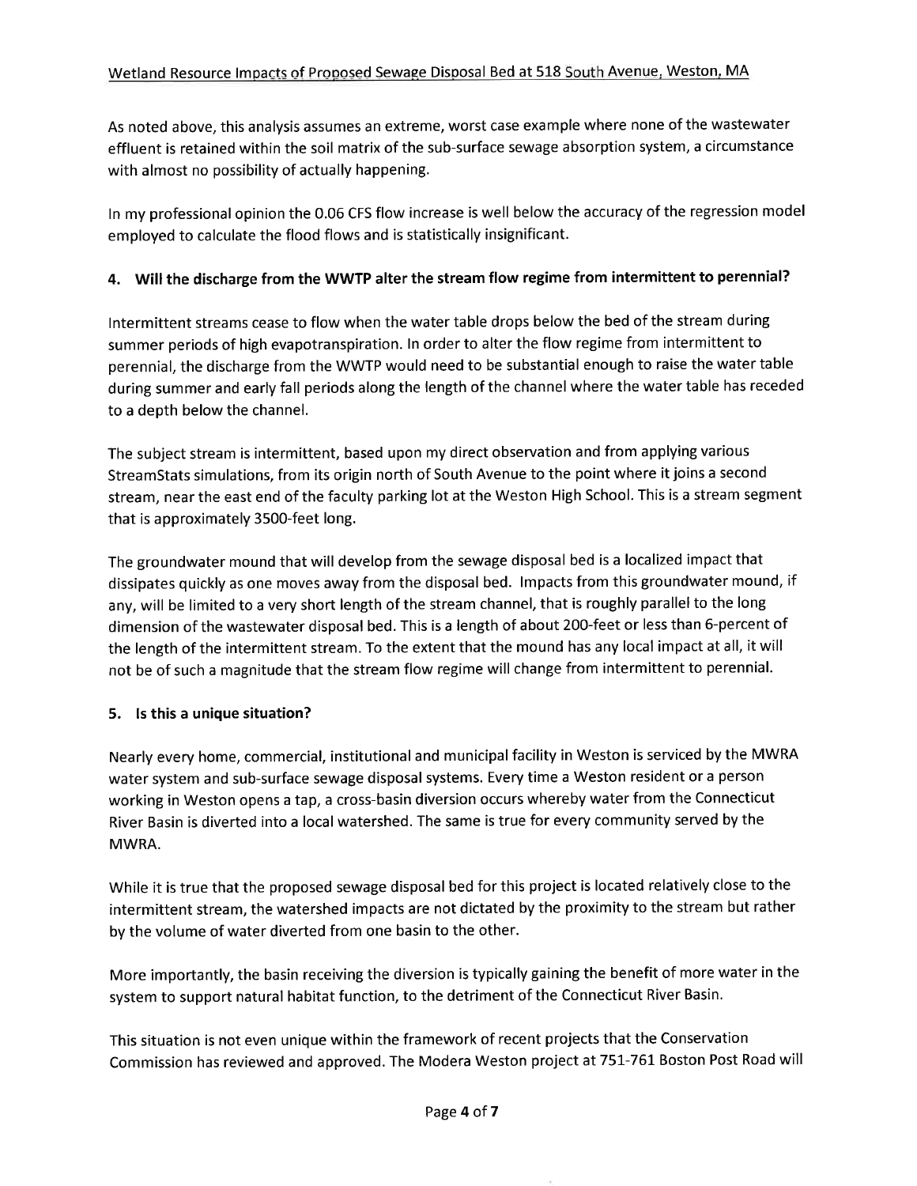As noted above, this analysis assumes an extreme, worst case example where none of the wastewater effluent is retained within the soil matrix of the sub-surface sewage absorption system, a circumstance with almost no possibility of actually happening.

In my professional opinion the 0.06 CFS flow increase is well below the accuracy of the regression model employed to calculate the flood flows and is statistically insignificant.

**4. Will the discharge from the WWTP alter the stream flow regime from intermittent to perennial?**

Intermittent streams cease to flow when the water table drops below the bed of the stream during summer periods of high evapotranspiration. In order to alter the flow regime from intermittent to perennial, the discharge from the WWTP would need to be substantial enough to raise the water table during summer and early fall periods along the length of the channel where the water table has receded to a depth below the channel.

The subject stream is intermittent, based upon my direct observation and from applying various StreamStats simulations, from its origin north of South Avenue to the point where it joins a second stream, near the east end of the faculty parking lot at the Weston High School. This is a stream segment that is approximately 3500-feet long.

The groundwater mound that will develop from the sewage disposal bed is a localized impact that dissipates quickly as one moves away from the disposal bed. Impacts from this groundwater mound, if any, will be limited to a very short length of the stream channel, that is roughly parallel to the long dimension of the wastewater disposal bed. This is a length of about 200-feet or less than 6-percent of the length of the intermittent stream. To the extent that the mound has any local impact at all, it will not be of such a magnitude that the stream flow regime will change from intermittent to perennial.

**5. Is this a unique situation?**

Nearly every home, commercial, institutional and municipal facility in Weston is serviced by the MWRA water system and sub-surface sewage disposal systems. Every time a Weston resident or a person working in Weston opens a tap, a cross-basin diversion occurs whereby water from the Connecticut River Basin is diverted into a local watershed. The same is true for every community served by the MWRA.

While it is true that the proposed sewage disposal bed for this project is located relatively close to the intermittent stream, the watershed impacts are not dictated by the proximity to the stream but rather by the volume of water diverted from one basin to the other.

More importantly, the basin receiving the diversion is typically gaining the benefit of more water in the system to support natural habitat function, to the detriment of the Connecticut River Basin.

This situation is not even unique within the framework of recent projects that the Conservation Commission has reviewed and approved. The Modera Weston project at 751-761 Boston Post Road will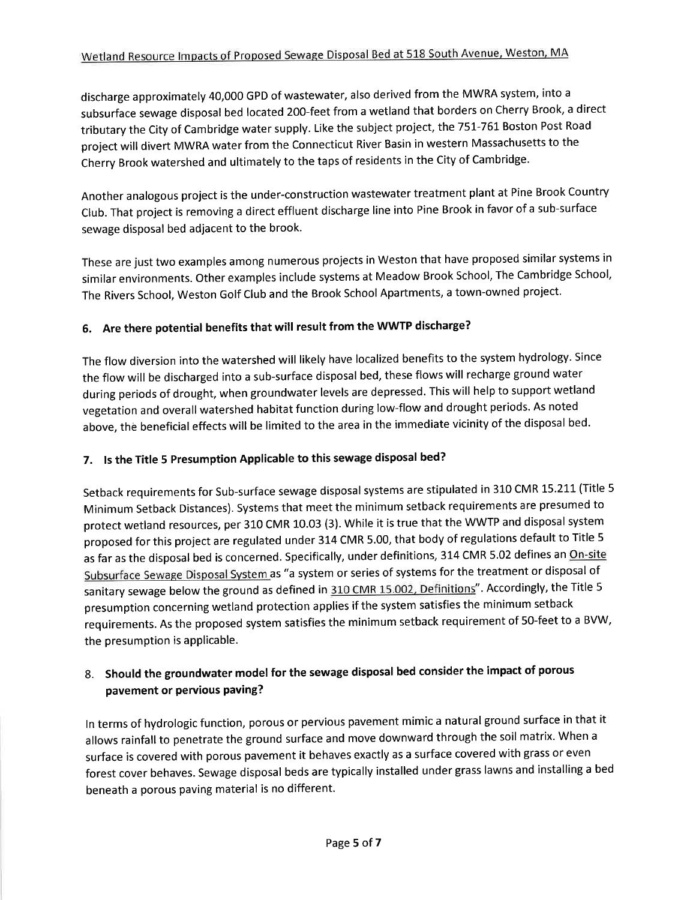discharge approximately 40,000 GPD of wastewater, also derived from the MWRA system, into a subsurface sewage disposal bed located 200-feet from a wetland that borders on Cherry Brook, a direct tributary the City of Cambridge water supply. Like the subject project, the 751-761 Boston Post Road project will divert MWRA water from the Connecticut River Basin in western Massachusetts to the Cherry Brook watershed and ultimately to the taps of residents in the City of Cambridge.

Another analogous project is the under-construction wastewater treatment plant at Pine Brook Country Club. That project is removing a direct effluent discharge line into Pine Brook in favor of a sub-surface sewage disposal bed adjacent to the brook.

These are just two examples among numerous projects in Weston that have proposed similar systems in similar environments. Other examples include systems at Meadow Brook School, The Cambridge School, The Rivers School, Weston Golf Club and the Brook School Apartments, a town-owned project.

## 6. Are there potential benefits that will result from the WWTP discharge?

The flow diversion into the watershed will likely have localized benefits to the system hydrology. Since the flow will be discharged into a sub-surface disposal bed, these flows will recharge ground water during periods of drought, when groundwater levels are depressed. This will help to support wetland vegetation and overall watershed habitat function during low-flow and drought periods. As noted above, the beneficial effects will be limited to the area in the immediate vicinity of the disposal bed.

## 7. Is the Title 5 Presumption Applicable to this sewage disposal bed?

Setback requirements for Sub-surface sewage disposal systems are stipulated in 310 CMR 15.211 (Title 5 Minimum Setback Distances). Systems that meet the minimum setback requirements are presumed to protect wetland resources, per 310 CMR 10.03 (3). While it is true that the WWTP and disposal system proposed for this project are regulated under 314 CMR 5.00, that body of regulations default to Title 5 as far as the disposal bed is concerned. Specifically, under definitions, 314 CMR 5.02 defines an On-site Subsurface Sewage Disposal System as "a system or series of systems for the treatment or disposal of sanitary sewage below the ground as defined in 310 CMR 15.002, Definitions". Accordingly, the Title 5 presumption concerning wetland protection applies if the system satisfies the minimum setback requirements. As the proposed system satisfies the minimum setback requirement of 50-feet to a BVW, the presumption is applicable.

## 8. Should the groundwater model for the sewage disposal bed consider the impact of porous pavement or pervious paving?

In terms of hydrologic function, porous or pervious pavement mimic a natural ground surface in that it allows rainfall to penetrate the ground surface and move downward through the soil matrix. When a surface is covered with porous pavement it behaves exactly as a surface covered with grass or even forest cover behaves. Sewage disposal beds are typically installed under grass lawns and installing a bed beneath a porous paving material is no different.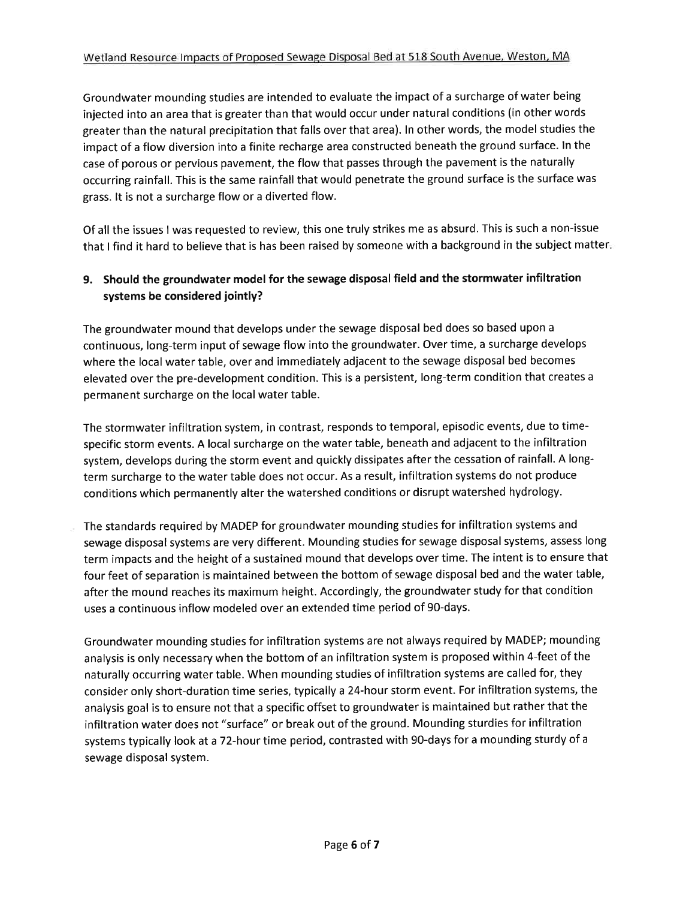Groundwater mounding studies are intended to evaluate the impact of a surcharge of water being injected into an area that is greater than that would occur under natural conditions (in other words greater than the natural precipitation that falls over that area). In other words, the model studies the impact of a flow diversion into a finite recharge area constructed beneath the ground surface. In the case of porous or pervious pavement, the flow that passes through the pavement is the naturally occurring rainfall. This is the same rainfall that would penetrate the ground surface is the surface was grass. It is not a surcharge flow or a diverted flow.

Of all the issues I was requested to review, this one truly strikes me as absurd. This is such a non-issue that I find it hard to believe that is has been raised by someone with a background in the subject matter.

**9. Should the groundwater model for the sewage disposal field and the stormwater infiltration systems be considered jointly?**

The groundwater mound that develops under the sewage disposal bed does so based upon a continuous, long-term input of sewage flow into the groundwater. Over time, a surcharge develops where the local water table, over and immediately adjacent to the sewage disposal bed becomes elevated over the pre-development condition. This is a persistent, long-term condition that creates a permanent surcharge on the local water table.

The stormwater infiltration system, in contrast, responds to temporal, episodic events, due to time-specific storm events. A local surcharge on the water table, beneath and adjacent to the infiltration system, develops during the storm event and quickly dissipates after the cessation of rainfall. A long-term surcharge to the water table does not occur. As a result, infiltration systems do not produce conditions which permanently alter the watershed conditions or disrupt watershed hydrology.

The standards required by MADEP for groundwater mounding studies for infiltration systems and sewage disposal systems are very different. Mounding studies for sewage disposal systems, assess long term impacts and the height of a sustained mound that develops over time. The intent is to ensure that four feet of separation is maintained between the bottom of sewage disposal bed and the water table, after the mound reaches its maximum height. Accordingly, the groundwater study for that condition uses a continuous inflow modeled over an extended time period of 90-days.

Groundwater mounding studies for infiltration systems are not always required by MADEP; mounding analysis is only necessary when the bottom of an infiltration system is proposed within 4-feet of the naturally occurring water table. When mounding studies of infiltration systems are called for, they consider only short-duration time series, typically a 24-hour storm event. For infiltration systems, the analysis goal is to ensure not that a specific offset to groundwater is maintained but rather that the infiltration water does not "surface" or break out of the ground. Mounding sturdies for infiltration systems typically look at a 72-hour time period, contrasted with 90-days for a mounding sturdy of a sewage disposal system.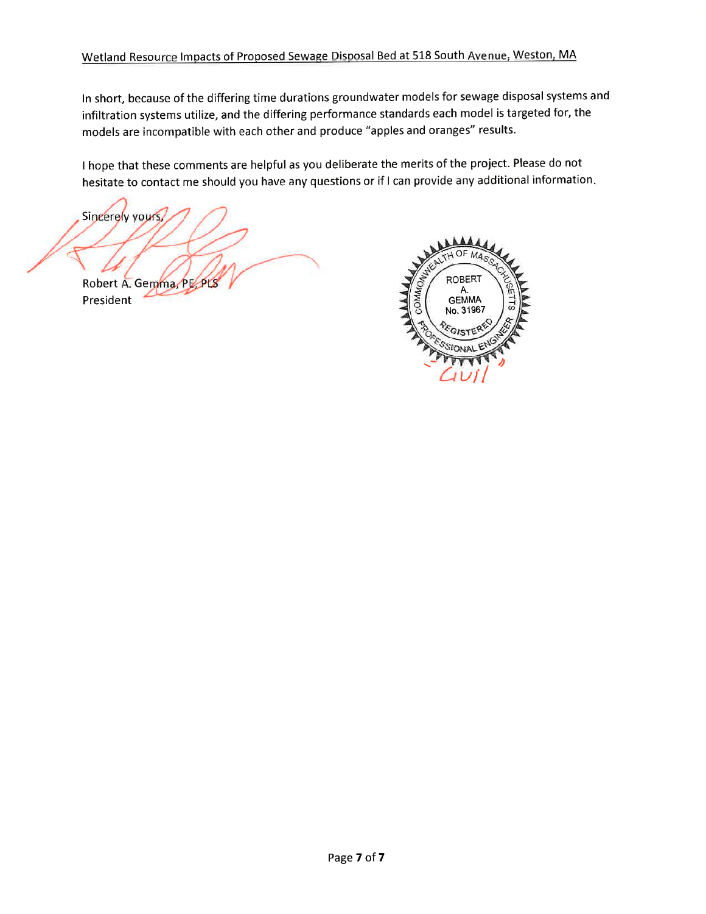In short, because of the differing time durations groundwater models for sewage disposal systems and infiltration systems utilize, and the differing performance standards each model is targeted for, the models are incompatible with each other and produce "apples and oranges" results.

I hope that these comments are helpful as you deliberate the merits of the project. Please do not hesitate to contact me should you have any questions or if I can provide any additional information.

Sincerely yours,

Robert A. Gemma, PE, PLS
President

COMMONWEALTH OF MASSACHUSETTS
ROBERT A. GEMMA
No. 31967
REGISTERED PROFESSIONAL ENGINEER
"CIVIL"